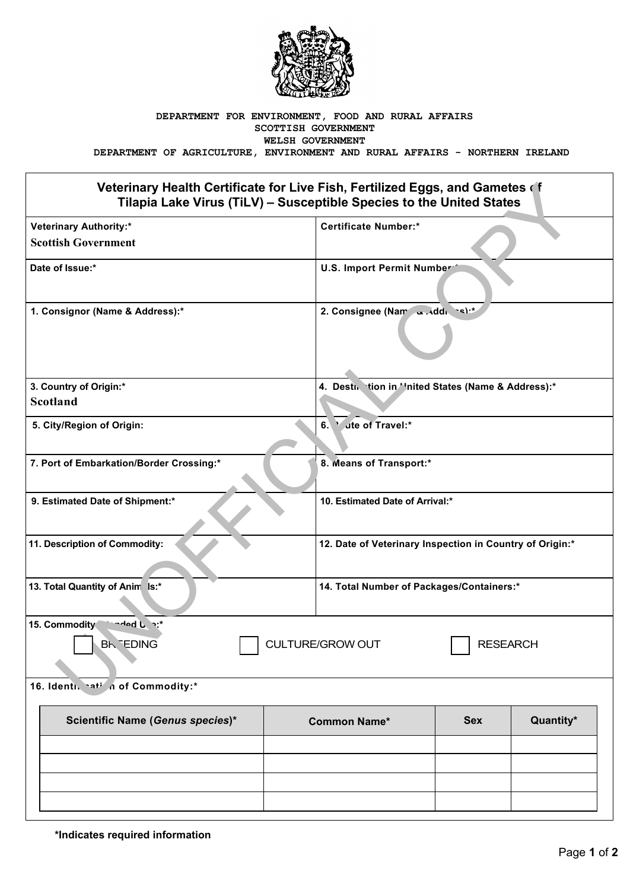DEPARTMENT FOR ENVIRONMENT, FOOD AND RURAL AFFAIRS
SCOTTISH GOVERNMENT
WELSH GOVERNMENT
DEPARTMENT OF AGRICULTURE, ENVIRONMENT AND RURAL AFFAIRS - NORTHERN IRELAND

UNOFFICIAL COPY

# Veterinary Health Certificate for Live Fish, Fertilized Eggs, and Gametes of Tilapia Lake Virus (TiLV) – Susceptible Species to the United States

| | |
|---|---|
| **Veterinary Authority:*** Scottish Government | **Certificate Number:*** |
| **Date of Issue:*** | **U.S. Import Permit Number:*** |
| **1. Consignor (Name & Address):*** | **2. Consignee (Name & Address):*** |
| **3. Country of Origin:*** Scotland | **4. Destination in United States (Name & Address):*** |
| **5. City/Region of Origin:** | **6. Route of Travel:*** |
| **7. Port of Embarkation/Border Crossing:*** | **8. Means of Transport:*** |
| **9. Estimated Date of Shipment:*** | **10. Estimated Date of Arrival:*** |
| **11. Description of Commodity:** | **12. Date of Veterinary Inspection in Country of Origin:*** |
| **13. Total Quantity of Animals:*** | **14. Total Number of Packages/Containers:*** |

**15. Commodity Intended Use:***

☐ BREEDING ☐ CULTURE/GROW OUT ☐ RESEARCH

**16. Identification of Commodity:***

| Scientific Name (*Genus species*)* | Common Name* | Sex | Quantity* |
|---|---|---|---|
| | | | |
| | | | |
| | | | |
| | | | |

***Indicates required information**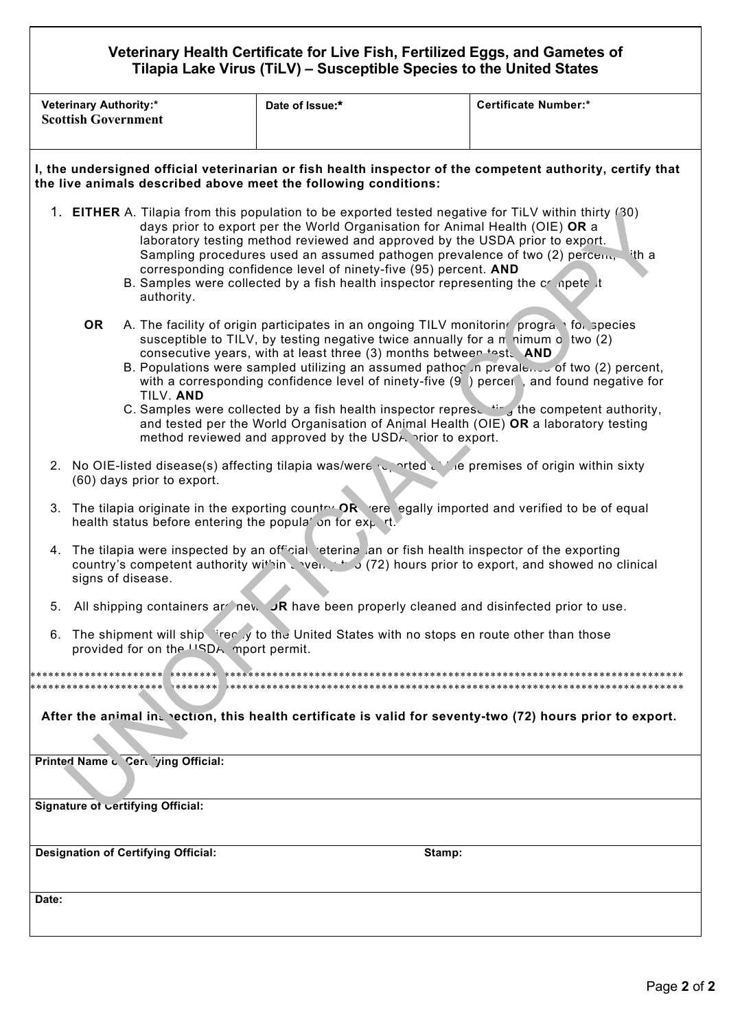# Veterinary Health Certificate for Live Fish, Fertilized Eggs, and Gametes of Tilapia Lake Virus (TiLV) – Susceptible Species to the United States

| Veterinary Authority:* | Date of Issue:* | Certificate Number:* |
|---|---|---|
| Scottish Government | | |

**I, the undersigned official veterinarian or fish health inspector of the competent authority, certify that the live animals described above meet the following conditions:**

1. **EITHER** A. Tilapia from this population to be exported tested negative for TiLV within thirty (30) days prior to export per the World Organisation for Animal Health (OIE) **OR** a laboratory testing method reviewed and approved by the USDA prior to export. Sampling procedures used an assumed pathogen prevalence of two (2) percent, with a corresponding confidence level of ninety-five (95) percent. **AND**
   B. Samples were collected by a fish health inspector representing the competent authority.

   **OR** A. The facility of origin participates in an ongoing TILV monitoring program for species susceptible to TILV, by testing negative twice annually for a minimum of two (2) consecutive years, with at least three (3) months between tests. **AND**
   B. Populations were sampled utilizing an assumed pathogen prevalence of two (2) percent, with a corresponding confidence level of ninety-five (95) percent, and found negative for TILV. **AND**
   C. Samples were collected by a fish health inspector representing the competent authority, and tested per the World Organisation of Animal Health (OIE) **OR** a laboratory testing method reviewed and approved by the USDA prior to export.

2. No OIE-listed disease(s) affecting tilapia was/were reported at the premises of origin within sixty (60) days prior to export.

3. The tilapia originate in the exporting country **OR** were legally imported and verified to be of equal health status before entering the population for export.

4. The tilapia were inspected by an official veterinarian or fish health inspector of the exporting country's competent authority within seventy-two (72) hours prior to export, and showed no clinical signs of disease.

5. All shipping containers are new **OR** have been properly cleaned and disinfected prior to use.

6. The shipment will ship directly to the United States with no stops en route other than those provided for on the USDA import permit.

****************************************************************************************************

****************************************************************************************************

**After the animal inspection, this health certificate is valid for seventy-two (72) hours prior to export.**

| | |
|---|---|
| **Printed Name of Certifying Official:** | |
| **Signature of Certifying Official:** | |
| **Designation of Certifying Official:** | **Stamp:** |
| **Date:** | |

UNOFFICIAL COPY